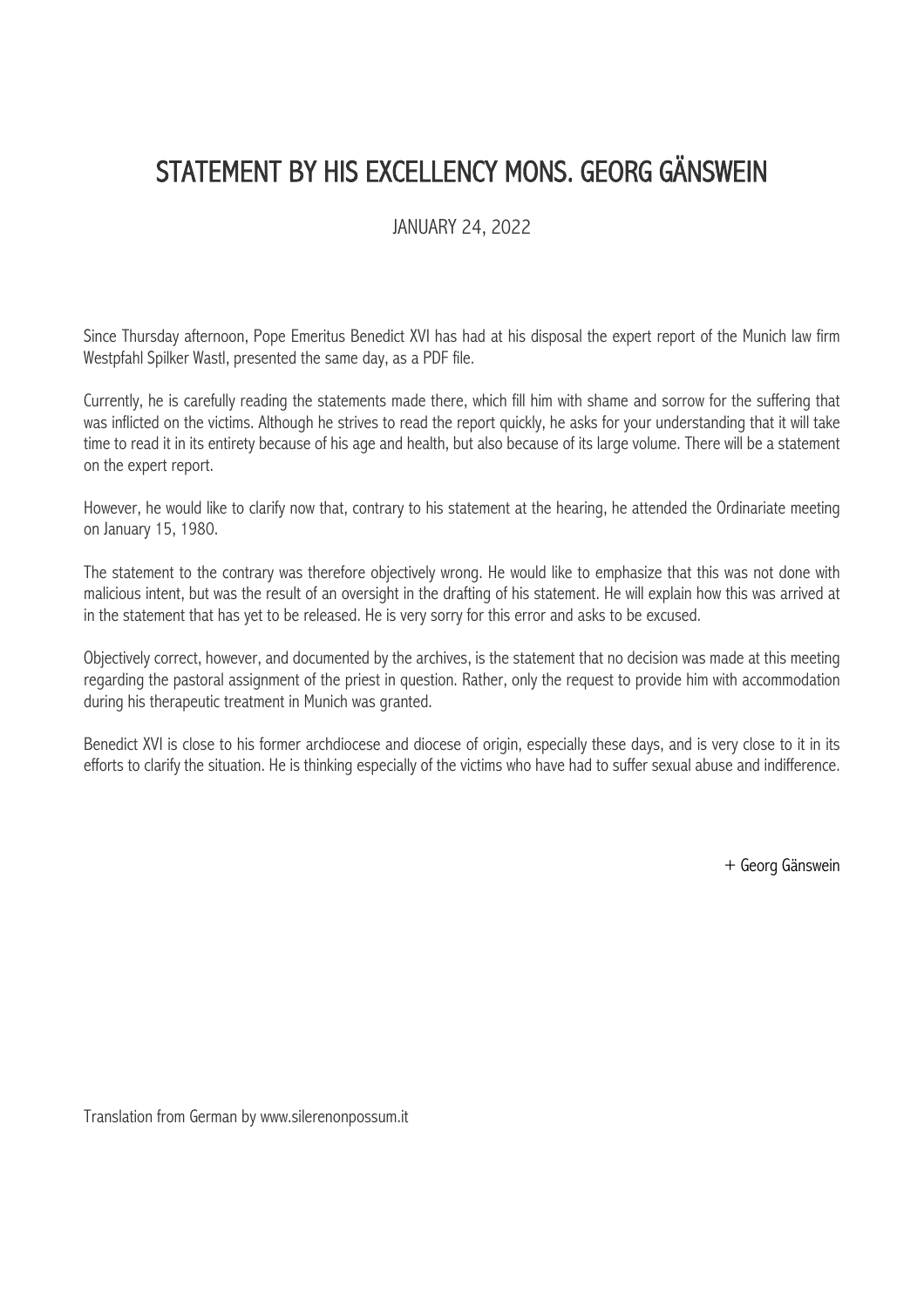# STATEMENT BY HIS EXCELLENCY MONS. GEORG GÄNSWEIN

JANUARY 24, 2022

Since Thursday afternoon, Pope Emeritus Benedict XVI has had at his disposal the expert report of the Munich law firm Westpfahl Spilker Wastl, presented the same day, as a PDF file.

Currently, he is carefully reading the statements made there, which fill him with shame and sorrow for the suffering that was inflicted on the victims. Although he strives to read the report quickly, he asks for your understanding that it will take time to read it in its entirety because of his age and health, but also because of its large volume. There will be a statement on the expert report.

However, he would like to clarify now that, contrary to his statement at the hearing, he attended the Ordinariate meeting on January 15, 1980.

The statement to the contrary was therefore objectively wrong. He would like to emphasize that this was not done with malicious intent, but was the result of an oversight in the drafting of his statement. He will explain how this was arrived at in the statement that has yet to be released. He is very sorry for this error and asks to be excused.

Objectively correct, however, and documented by the archives, is the statement that no decision was made at this meeting regarding the pastoral assignment of the priest in question. Rather, only the request to provide him with accommodation during his therapeutic treatment in Munich was granted.

Benedict XVI is close to his former archdiocese and diocese of origin, especially these days, and is very close to it in its efforts to clarify the situation. He is thinking especially of the victims who have had to suffer sexual abuse and indifference.

+ Georg Gänswein

Translation from German by www.silerenonpossum.it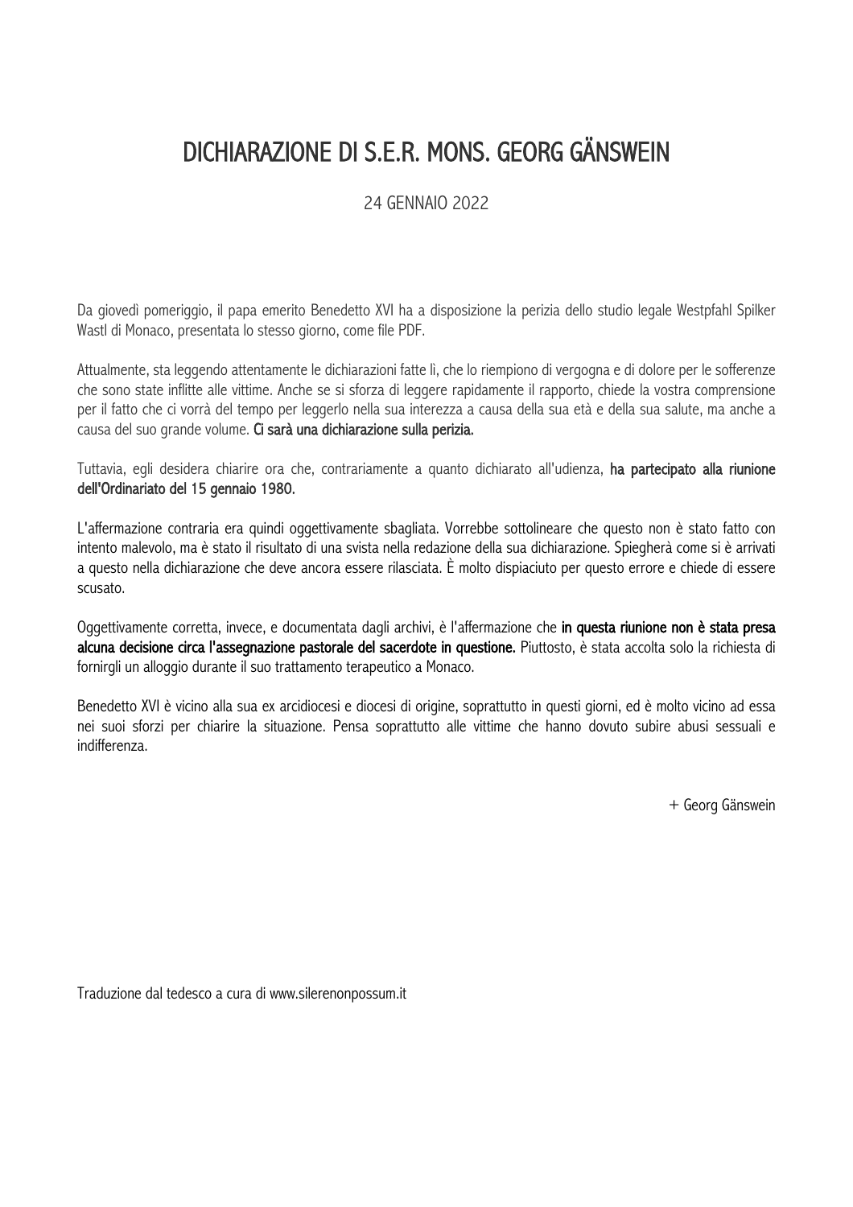# DICHIARAZIONE DI S.E.R. MONS. GEORG GÄNSWEIN

24 GENNAIO 2022

Da giovedì pomeriggio, il papa emerito Benedetto XVI ha a disposizione la perizia dello studio legale Westpfahl Spilker Wastl di Monaco, presentata lo stesso giorno, come file PDF.

Attualmente, sta leggendo attentamente le dichiarazioni fatte lì, che lo riempiono di vergogna e di dolore per le sofferenze che sono state inflitte alle vittime. Anche se si sforza di leggere rapidamente il rapporto, chiede la vostra comprensione per il fatto che ci vorrà del tempo per leggerlo nella sua interezza a causa della sua età e della sua salute, ma anche a causa del suo grande volume. **Ci sarà una dichiarazione sulla perizia.**

Tuttavia, egli desidera chiarire ora che, contrariamente a quanto dichiarato all'udienza, **ha partecipato alla riunione dell'Ordinariato del 15 gennaio 1980.**

L'affermazione contraria era quindi oggettivamente sbagliata. Vorrebbe sottolineare che questo non è stato fatto con intento malevolo, ma è stato il risultato di una svista nella redazione della sua dichiarazione. Spiegherà come si è arrivati a questo nella dichiarazione che deve ancora essere rilasciata. È molto dispiaciuto per questo errore e chiede di essere scusato.

Oggettivamente corretta, invece, e documentata dagli archivi, è l'affermazione che **in questa riunione non è stata presa alcuna decisione circa l'assegnazione pastorale del sacerdote in questione.** Piuttosto, è stata accolta solo la richiesta di fornirgli un alloggio durante il suo trattamento terapeutico a Monaco.

Benedetto XVI è vicino alla sua ex arcidiocesi e diocesi di origine, soprattutto in questi giorni, ed è molto vicino ad essa nei suoi sforzi per chiarire la situazione. Pensa soprattutto alle vittime che hanno dovuto subire abusi sessuali e indifferenza.

\+ Georg Gänswein

Traduzione dal tedesco a cura di www.silerenonpossum.it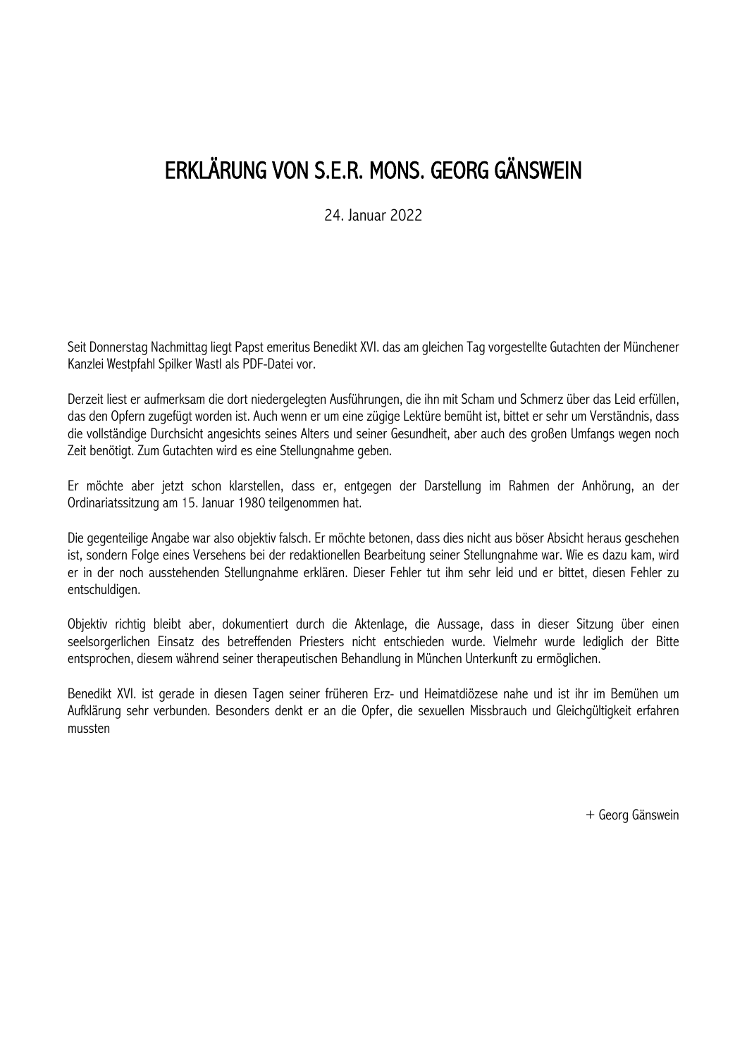# ERKLÄRUNG VON S.E.R. MONS. GEORG GÄNSWEIN

24. Januar 2022

Seit Donnerstag Nachmittag liegt Papst emeritus Benedikt XVI. das am gleichen Tag vorgestellte Gutachten der Münchener Kanzlei Westpfahl Spilker Wastl als PDF-Datei vor.

Derzeit liest er aufmerksam die dort niedergelegten Ausführungen, die ihn mit Scham und Schmerz über das Leid erfüllen, das den Opfern zugefügt worden ist. Auch wenn er um eine zügige Lektüre bemüht ist, bittet er sehr um Verständnis, dass die vollständige Durchsicht angesichts seines Alters und seiner Gesundheit, aber auch des großen Umfangs wegen noch Zeit benötigt. Zum Gutachten wird es eine Stellungnahme geben.

Er möchte aber jetzt schon klarstellen, dass er, entgegen der Darstellung im Rahmen der Anhörung, an der Ordinariatssitzung am 15. Januar 1980 teilgenommen hat.

Die gegenteilige Angabe war also objektiv falsch. Er möchte betonen, dass dies nicht aus böser Absicht heraus geschehen ist, sondern Folge eines Versehens bei der redaktionellen Bearbeitung seiner Stellungnahme war. Wie es dazu kam, wird er in der noch ausstehenden Stellungnahme erklären. Dieser Fehler tut ihm sehr leid und er bittet, diesen Fehler zu entschuldigen.

Objektiv richtig bleibt aber, dokumentiert durch die Aktenlage, die Aussage, dass in dieser Sitzung über einen seelsorgerlichen Einsatz des betreffenden Priesters nicht entschieden wurde. Vielmehr wurde lediglich der Bitte entsprochen, diesem während seiner therapeutischen Behandlung in München Unterkunft zu ermöglichen.

Benedikt XVI. ist gerade in diesen Tagen seiner früheren Erz- und Heimatdiözese nahe und ist ihr im Bemühen um Aufklärung sehr verbunden. Besonders denkt er an die Opfer, die sexuellen Missbrauch und Gleichgültigkeit erfahren mussten

\+ Georg Gänswein